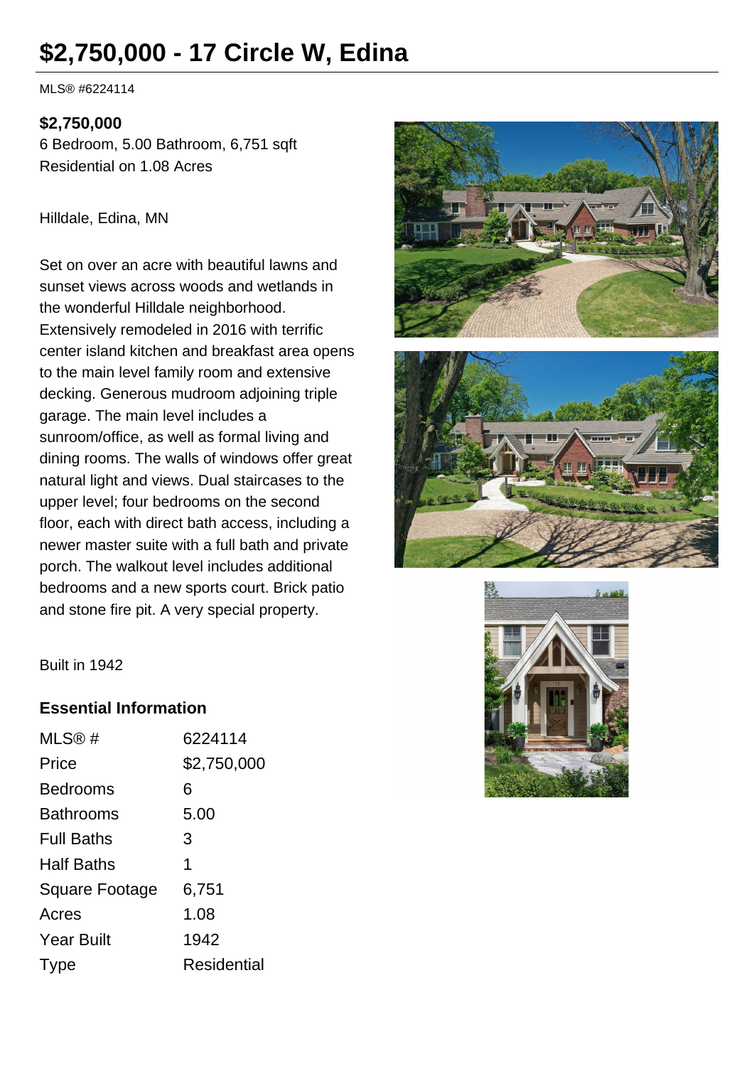# $2,750,000 - 17 Circle W, Edina

MLS® #6224114

**$2,750,000**
6 Bedroom, 5.00 Bathroom, 6,751 sqft
Residential on 1.08 Acres

Hilldale, Edina, MN

Set on over an acre with beautiful lawns and sunset views across woods and wetlands in the wonderful Hilldale neighborhood. Extensively remodeled in 2016 with terrific center island kitchen and breakfast area opens to the main level family room and extensive decking. Generous mudroom adjoining triple garage. The main level includes a sunroom/office, as well as formal living and dining rooms. The walls of windows offer great natural light and views. Dual staircases to the upper level; four bedrooms on the second floor, each with direct bath access, including a newer master suite with a full bath and private porch. The walkout level includes additional bedrooms and a new sports court. Brick patio and stone fire pit. A very special property.

Built in 1942

### Essential Information

| | |
|---|---|
| MLS® # | 6224114 |
| Price | $2,750,000 |
| Bedrooms | 6 |
| Bathrooms | 5.00 |
| Full Baths | 3 |
| Half Baths | 1 |
| Square Footage | 6,751 |
| Acres | 1.08 |
| Year Built | 1942 |
| Type | Residential |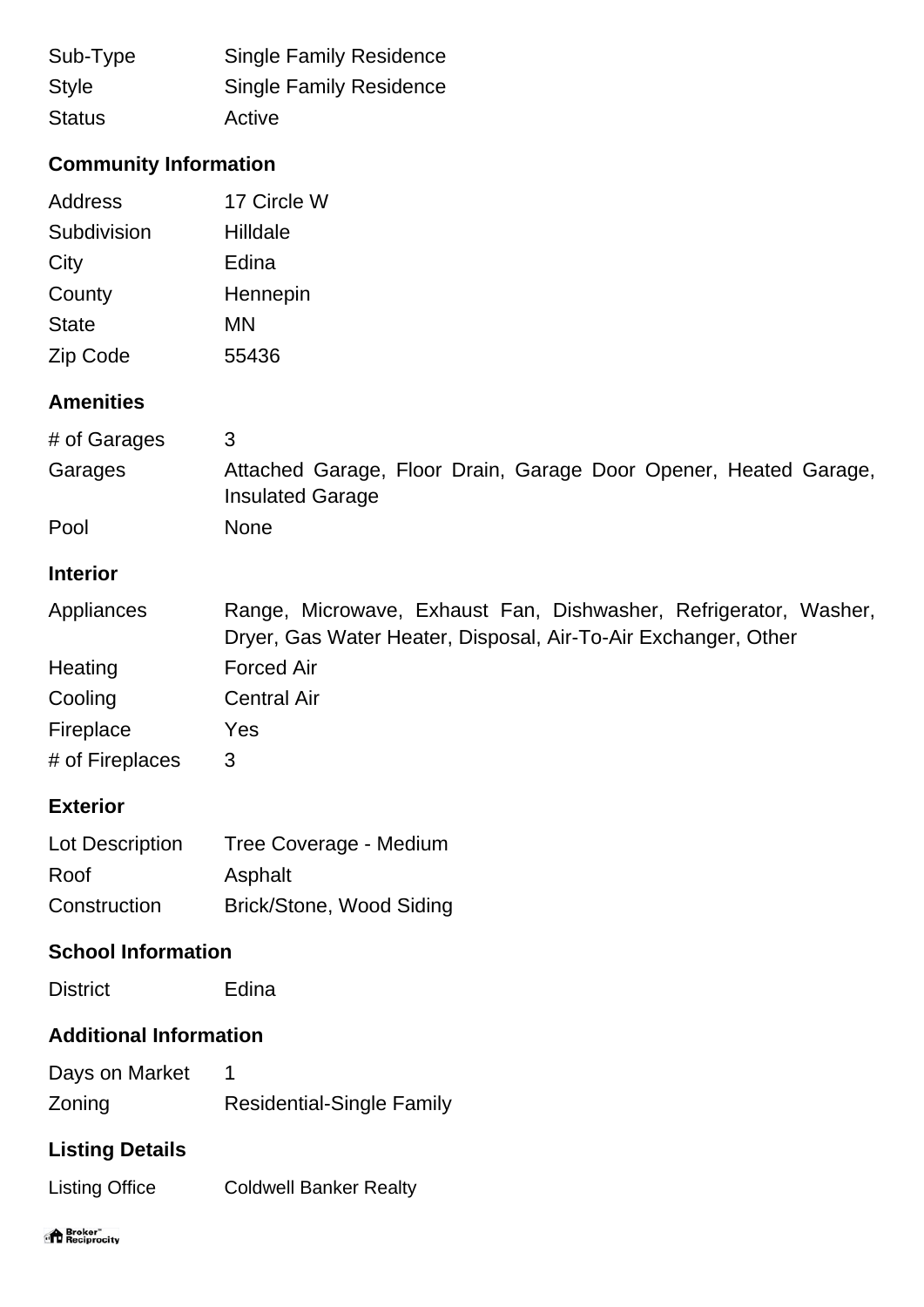| | |
|---|---|
| Sub-Type | Single Family Residence |
| Style | Single Family Residence |
| Status | Active |

## Community Information

| | |
|---|---|
| Address | 17 Circle W |
| Subdivision | Hilldale |
| City | Edina |
| County | Hennepin |
| State | MN |
| Zip Code | 55436 |

## Amenities

| | |
|---|---|
| # of Garages | 3 |
| Garages | Attached Garage, Floor Drain, Garage Door Opener, Heated Garage, Insulated Garage |
| Pool | None |

## Interior

| | |
|---|---|
| Appliances | Range, Microwave, Exhaust Fan, Dishwasher, Refrigerator, Washer, Dryer, Gas Water Heater, Disposal, Air-To-Air Exchanger, Other |
| Heating | Forced Air |
| Cooling | Central Air |
| Fireplace | Yes |
| # of Fireplaces | 3 |

## Exterior

| | |
|---|---|
| Lot Description | Tree Coverage - Medium |
| Roof | Asphalt |
| Construction | Brick/Stone, Wood Siding |

## School Information

| | |
|---|---|
| District | Edina |

## Additional Information

| | |
|---|---|
| Days on Market | 1 |
| Zoning | Residential-Single Family |

## Listing Details

| | |
|---|---|
| Listing Office | Coldwell Banker Realty |

Broker Reciprocity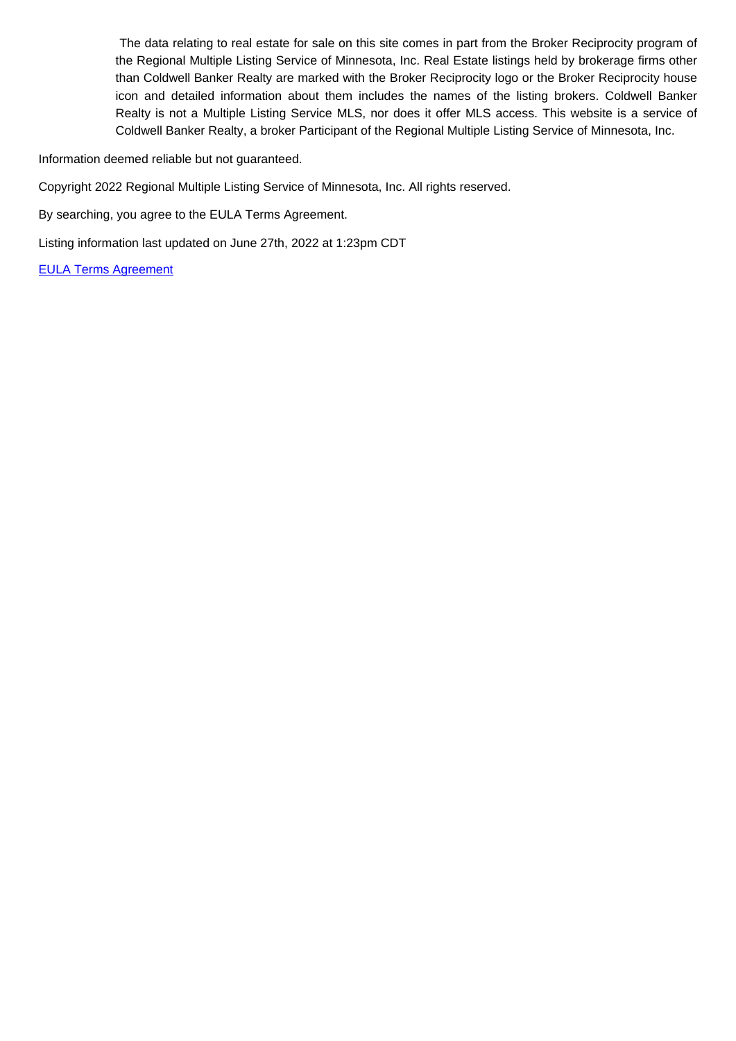The data relating to real estate for sale on this site comes in part from the Broker Reciprocity program of the Regional Multiple Listing Service of Minnesota, Inc. Real Estate listings held by brokerage firms other than Coldwell Banker Realty are marked with the Broker Reciprocity logo or the Broker Reciprocity house icon and detailed information about them includes the names of the listing brokers. Coldwell Banker Realty is not a Multiple Listing Service MLS, nor does it offer MLS access. This website is a service of Coldwell Banker Realty, a broker Participant of the Regional Multiple Listing Service of Minnesota, Inc.

Information deemed reliable but not guaranteed.

Copyright 2022 Regional Multiple Listing Service of Minnesota, Inc. All rights reserved.

By searching, you agree to the EULA Terms Agreement.

Listing information last updated on June 27th, 2022 at 1:23pm CDT

EULA Terms Agreement